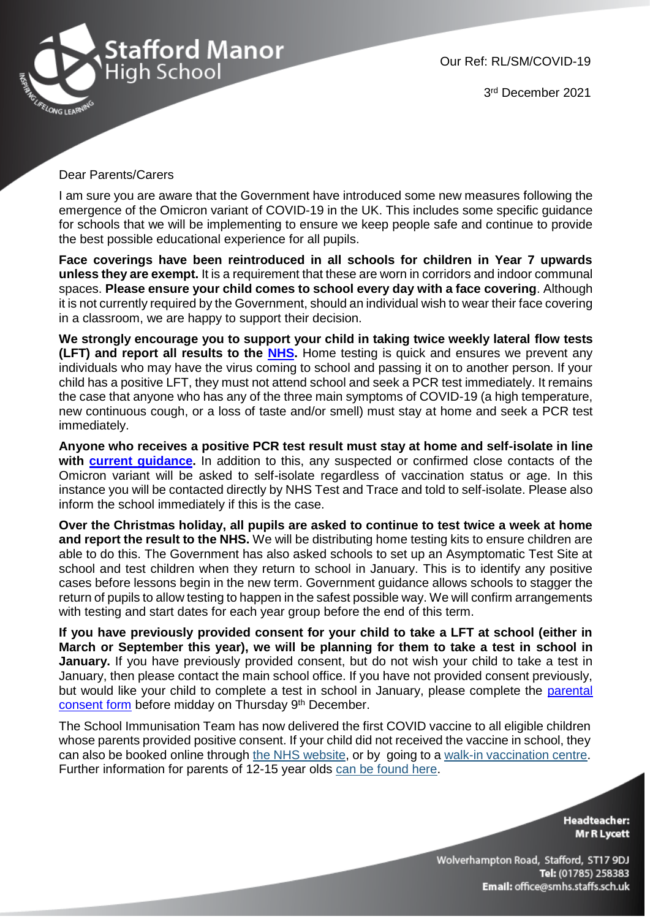Our Ref: RL/SM/COVID-19

3rd December 2021

Dear Parents/Carers

I am sure you are aware that the Government have introduced some new measures following the emergence of the Omicron variant of COVID-19 in the UK. This includes some specific guidance for schools that we will be implementing to ensure we keep people safe and continue to provide the best possible educational experience for all pupils.

**Face coverings have been reintroduced in all schools for children in Year 7 upwards unless they are exempt.** It is a requirement that these are worn in corridors and indoor communal spaces. **Please ensure your child comes to school every day with a face covering**. Although it is not currently required by the Government, should an individual wish to wear their face covering in a classroom, we are happy to support their decision.

**We strongly encourage you to support your child in taking twice weekly lateral flow tests (LFT) and report all results to the NHS.** Home testing is quick and ensures we prevent any individuals who may have the virus coming to school and passing it on to another person. If your child has a positive LFT, they must not attend school and seek a PCR test immediately. It remains the case that anyone who has any of the three main symptoms of COVID-19 (a high temperature, new continuous cough, or a loss of taste and/or smell) must stay at home and seek a PCR test immediately.

**Anyone who receives a positive PCR test result must stay at home and self-isolate in line with current guidance.** In addition to this, any suspected or confirmed close contacts of the Omicron variant will be asked to self-isolate regardless of vaccination status or age. In this instance you will be contacted directly by NHS Test and Trace and told to self-isolate. Please also inform the school immediately if this is the case.

**Over the Christmas holiday, all pupils are asked to continue to test twice a week at home and report the result to the NHS.** We will be distributing home testing kits to ensure children are able to do this. The Government has also asked schools to set up an Asymptomatic Test Site at school and test children when they return to school in January. This is to identify any positive cases before lessons begin in the new term. Government guidance allows schools to stagger the return of pupils to allow testing to happen in the safest possible way. We will confirm arrangements with testing and start dates for each year group before the end of this term.

**If you have previously provided consent for your child to take a LFT at school (either in March or September this year), we will be planning for them to take a test in school in January.** If you have previously provided consent, but do not wish your child to take a test in January, then please contact the main school office. If you have not provided consent previously, but would like your child to complete a test in school in January, please complete the parental consent form before midday on Thursday 9th December.

The School Immunisation Team has now delivered the first COVID vaccine to all eligible children whose parents provided positive consent. If your child did not received the vaccine in school, they can also be booked online through the NHS website, or by going to a walk-in vaccination centre. Further information for parents of 12-15 year olds can be found here.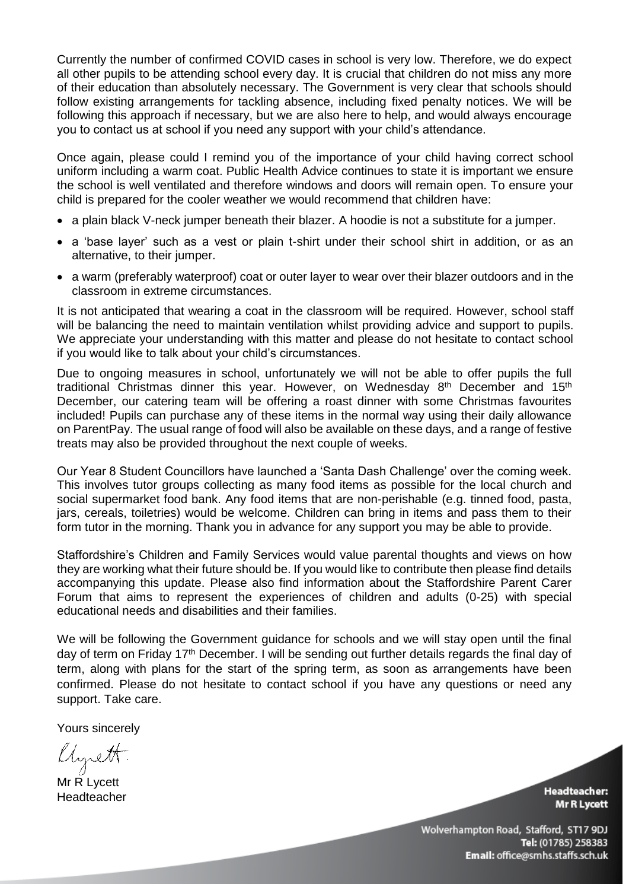Currently the number of confirmed COVID cases in school is very low. Therefore, we do expect all other pupils to be attending school every day. It is crucial that children do not miss any more of their education than absolutely necessary. The Government is very clear that schools should follow existing arrangements for tackling absence, including fixed penalty notices. We will be following this approach if necessary, but we are also here to help, and would always encourage you to contact us at school if you need any support with your child's attendance.

Once again, please could I remind you of the importance of your child having correct school uniform including a warm coat. Public Health Advice continues to state it is important we ensure the school is well ventilated and therefore windows and doors will remain open. To ensure your child is prepared for the cooler weather we would recommend that children have:

- a plain black V-neck jumper beneath their blazer. A hoodie is not a substitute for a jumper.
- a 'base layer' such as a vest or plain t-shirt under their school shirt in addition, or as an alternative, to their jumper.
- a warm (preferably waterproof) coat or outer layer to wear over their blazer outdoors and in the classroom in extreme circumstances.

It is not anticipated that wearing a coat in the classroom will be required. However, school staff will be balancing the need to maintain ventilation whilst providing advice and support to pupils. We appreciate your understanding with this matter and please do not hesitate to contact school if you would like to talk about your child's circumstances.

Due to ongoing measures in school, unfortunately we will not be able to offer pupils the full traditional Christmas dinner this year. However, on Wednesday 8th December and 15th December, our catering team will be offering a roast dinner with some Christmas favourites included! Pupils can purchase any of these items in the normal way using their daily allowance on ParentPay. The usual range of food will also be available on these days, and a range of festive treats may also be provided throughout the next couple of weeks.

Our Year 8 Student Councillors have launched a 'Santa Dash Challenge' over the coming week. This involves tutor groups collecting as many food items as possible for the local church and social supermarket food bank. Any food items that are non-perishable (e.g. tinned food, pasta, jars, cereals, toiletries) would be welcome. Children can bring in items and pass them to their form tutor in the morning. Thank you in advance for any support you may be able to provide.

Staffordshire's Children and Family Services would value parental thoughts and views on how they are working what their future should be. If you would like to contribute then please find details accompanying this update. Please also find information about the Staffordshire Parent Carer Forum that aims to represent the experiences of children and adults (0-25) with special educational needs and disabilities and their families.

We will be following the Government guidance for schools and we will stay open until the final day of term on Friday 17th December. I will be sending out further details regards the final day of term, along with plans for the start of the spring term, as soon as arrangements have been confirmed. Please do not hesitate to contact school if you have any questions or need any support. Take care.

Yours sincerely

Mr R Lycett
Headteacher

**Headteacher:**
**Mr R Lycett**

Wolverhampton Road, Stafford, ST17 9DJ
**Tel:** (01785) 258383
**Email:** office@smhs.staffs.sch.uk